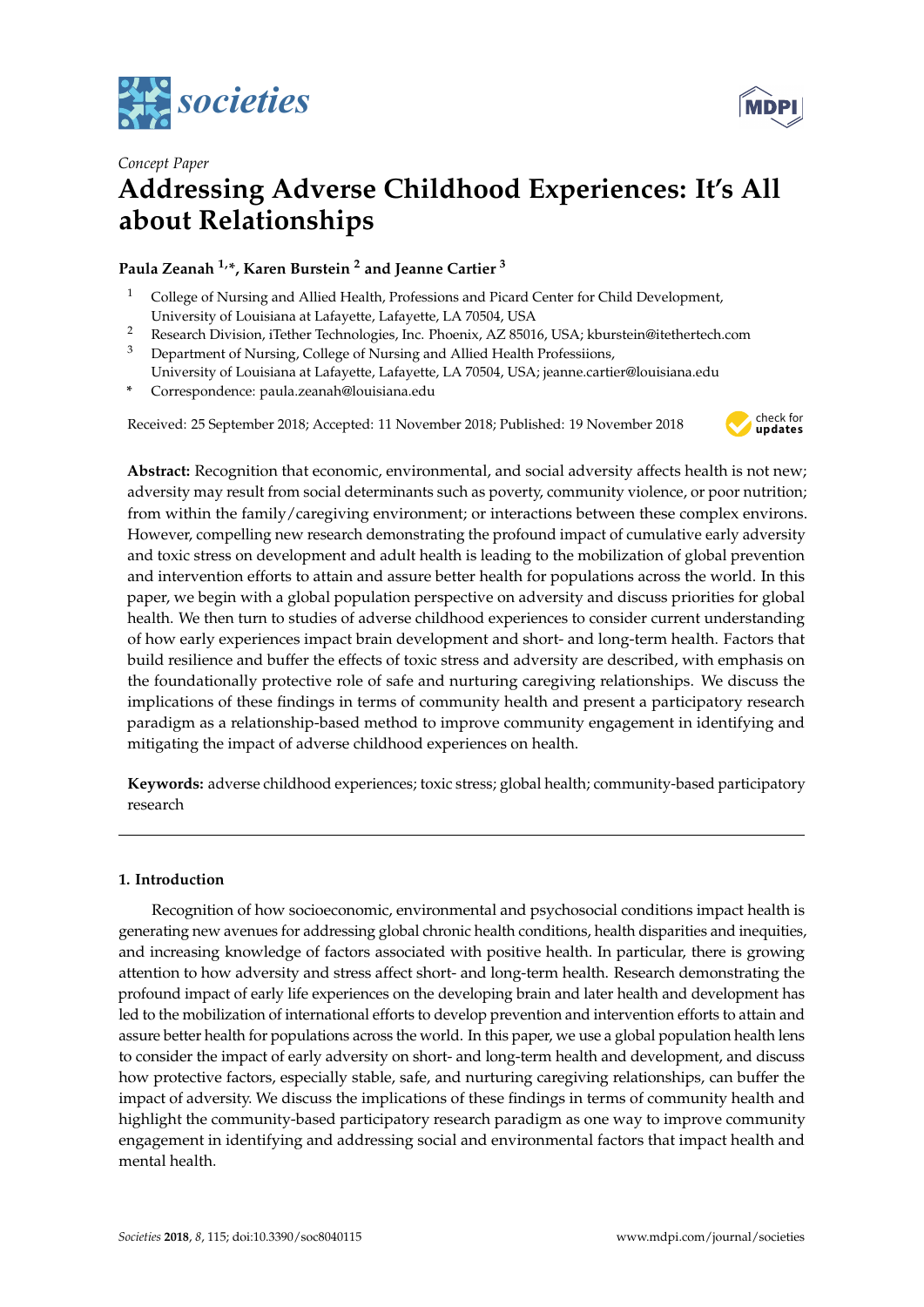*Concept Paper*

# Addressing Adverse Childhood Experiences: It's All about Relationships

**Paula Zeanah [1,*], Karen Burstein [2] and Jeanne Cartier [3]**

[1] College of Nursing and Allied Health, Professions and Picard Center for Child Development, University of Louisiana at Lafayette, Lafayette, LA 70504, USA

[2] Research Division, iTether Technologies, Inc. Phoenix, AZ 85016, USA; kburstein@itethertech.com

[3] Department of Nursing, College of Nursing and Allied Health Professiions, University of Louisiana at Lafayette, Lafayette, LA 70504, USA; jeanne.cartier@louisiana.edu

\* Correspondence: paula.zeanah@louisiana.edu

Received: 25 September 2018; Accepted: 11 November 2018; Published: 19 November 2018

**Abstract:** Recognition that economic, environmental, and social adversity affects health is not new; adversity may result from social determinants such as poverty, community violence, or poor nutrition; from within the family/caregiving environment; or interactions between these complex environs. However, compelling new research demonstrating the profound impact of cumulative early adversity and toxic stress on development and adult health is leading to the mobilization of global prevention and intervention efforts to attain and assure better health for populations across the world. In this paper, we begin with a global population perspective on adversity and discuss priorities for global health. We then turn to studies of adverse childhood experiences to consider current understanding of how early experiences impact brain development and short- and long-term health. Factors that build resilience and buffer the effects of toxic stress and adversity are described, with emphasis on the foundationally protective role of safe and nurturing caregiving relationships. We discuss the implications of these findings in terms of community health and present a participatory research paradigm as a relationship-based method to improve community engagement in identifying and mitigating the impact of adverse childhood experiences on health.

**Keywords:** adverse childhood experiences; toxic stress; global health; community-based participatory research

## 1. Introduction

Recognition of how socioeconomic, environmental and psychosocial conditions impact health is generating new avenues for addressing global chronic health conditions, health disparities and inequities, and increasing knowledge of factors associated with positive health. In particular, there is growing attention to how adversity and stress affect short- and long-term health. Research demonstrating the profound impact of early life experiences on the developing brain and later health and development has led to the mobilization of international efforts to develop prevention and intervention efforts to attain and assure better health for populations across the world. In this paper, we use a global population health lens to consider the impact of early adversity on short- and long-term health and development, and discuss how protective factors, especially stable, safe, and nurturing caregiving relationships, can buffer the impact of adversity. We discuss the implications of these findings in terms of community health and highlight the community-based participatory research paradigm as one way to improve community engagement in identifying and addressing social and environmental factors that impact health and mental health.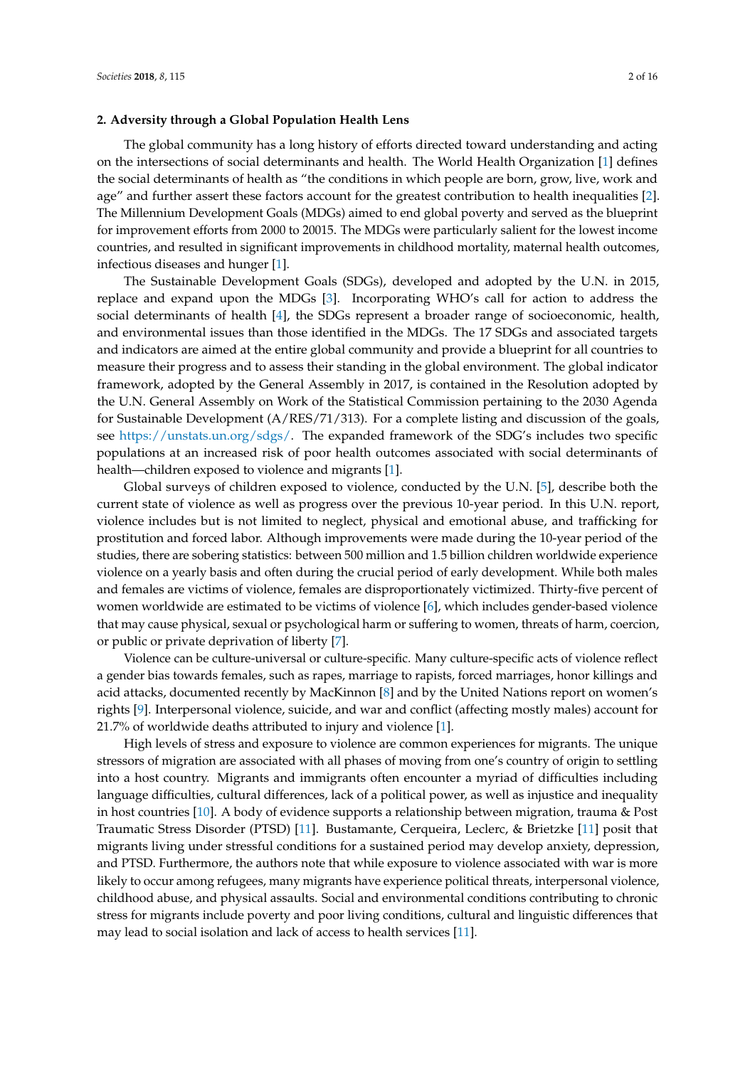## 2. Adversity through a Global Population Health Lens

The global community has a long history of efforts directed toward understanding and acting on the intersections of social determinants and health. The World Health Organization [1] defines the social determinants of health as "the conditions in which people are born, grow, live, work and age" and further assert these factors account for the greatest contribution to health inequalities [2]. The Millennium Development Goals (MDGs) aimed to end global poverty and served as the blueprint for improvement efforts from 2000 to 20015. The MDGs were particularly salient for the lowest income countries, and resulted in significant improvements in childhood mortality, maternal health outcomes, infectious diseases and hunger [1].

The Sustainable Development Goals (SDGs), developed and adopted by the U.N. in 2015, replace and expand upon the MDGs [3]. Incorporating WHO's call for action to address the social determinants of health [4], the SDGs represent a broader range of socioeconomic, health, and environmental issues than those identified in the MDGs. The 17 SDGs and associated targets and indicators are aimed at the entire global community and provide a blueprint for all countries to measure their progress and to assess their standing in the global environment. The global indicator framework, adopted by the General Assembly in 2017, is contained in the Resolution adopted by the U.N. General Assembly on Work of the Statistical Commission pertaining to the 2030 Agenda for Sustainable Development (A/RES/71/313). For a complete listing and discussion of the goals, see https://unstats.un.org/sdgs/. The expanded framework of the SDG's includes two specific populations at an increased risk of poor health outcomes associated with social determinants of health—children exposed to violence and migrants [1].

Global surveys of children exposed to violence, conducted by the U.N. [5], describe both the current state of violence as well as progress over the previous 10-year period. In this U.N. report, violence includes but is not limited to neglect, physical and emotional abuse, and trafficking for prostitution and forced labor. Although improvements were made during the 10-year period of the studies, there are sobering statistics: between 500 million and 1.5 billion children worldwide experience violence on a yearly basis and often during the crucial period of early development. While both males and females are victims of violence, females are disproportionately victimized. Thirty-five percent of women worldwide are estimated to be victims of violence [6], which includes gender-based violence that may cause physical, sexual or psychological harm or suffering to women, threats of harm, coercion, or public or private deprivation of liberty [7].

Violence can be culture-universal or culture-specific. Many culture-specific acts of violence reflect a gender bias towards females, such as rapes, marriage to rapists, forced marriages, honor killings and acid attacks, documented recently by MacKinnon [8] and by the United Nations report on women's rights [9]. Interpersonal violence, suicide, and war and conflict (affecting mostly males) account for 21.7% of worldwide deaths attributed to injury and violence [1].

High levels of stress and exposure to violence are common experiences for migrants. The unique stressors of migration are associated with all phases of moving from one's country of origin to settling into a host country. Migrants and immigrants often encounter a myriad of difficulties including language difficulties, cultural differences, lack of a political power, as well as injustice and inequality in host countries [10]. A body of evidence supports a relationship between migration, trauma & Post Traumatic Stress Disorder (PTSD) [11]. Bustamante, Cerqueira, Leclerc, & Brietzke [11] posit that migrants living under stressful conditions for a sustained period may develop anxiety, depression, and PTSD. Furthermore, the authors note that while exposure to violence associated with war is more likely to occur among refugees, many migrants have experience political threats, interpersonal violence, childhood abuse, and physical assaults. Social and environmental conditions contributing to chronic stress for migrants include poverty and poor living conditions, cultural and linguistic differences that may lead to social isolation and lack of access to health services [11].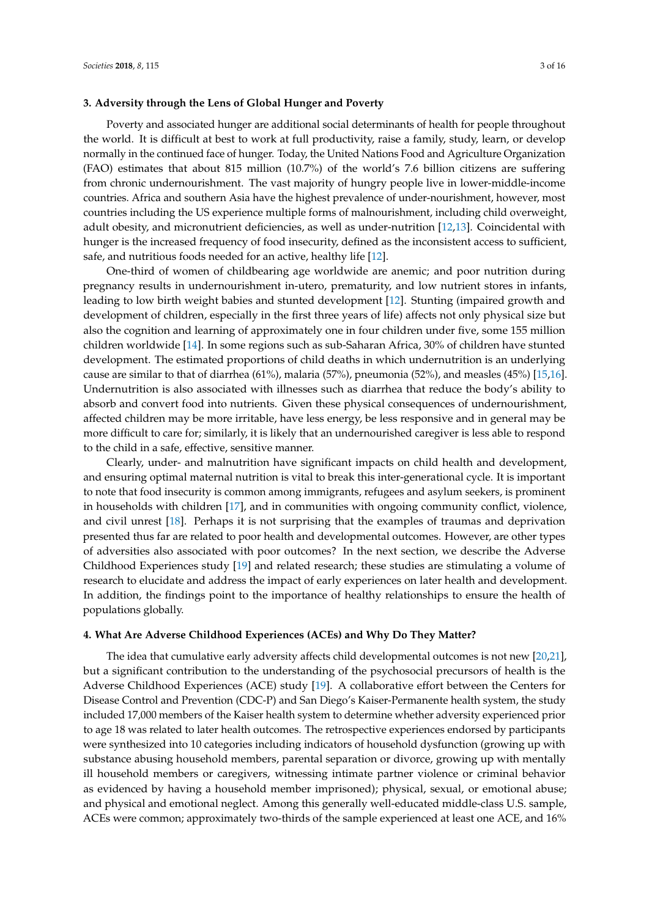## 3. Adversity through the Lens of Global Hunger and Poverty

Poverty and associated hunger are additional social determinants of health for people throughout the world. It is difficult at best to work at full productivity, raise a family, study, learn, or develop normally in the continued face of hunger. Today, the United Nations Food and Agriculture Organization (FAO) estimates that about 815 million (10.7%) of the world's 7.6 billion citizens are suffering from chronic undernourishment. The vast majority of hungry people live in lower-middle-income countries. Africa and southern Asia have the highest prevalence of under-nourishment, however, most countries including the US experience multiple forms of malnourishment, including child overweight, adult obesity, and micronutrient deficiencies, as well as under-nutrition [12,13]. Coincidental with hunger is the increased frequency of food insecurity, defined as the inconsistent access to sufficient, safe, and nutritious foods needed for an active, healthy life [12].

One-third of women of childbearing age worldwide are anemic; and poor nutrition during pregnancy results in undernourishment in-utero, prematurity, and low nutrient stores in infants, leading to low birth weight babies and stunted development [12]. Stunting (impaired growth and development of children, especially in the first three years of life) affects not only physical size but also the cognition and learning of approximately one in four children under five, some 155 million children worldwide [14]. In some regions such as sub-Saharan Africa, 30% of children have stunted development. The estimated proportions of child deaths in which undernutrition is an underlying cause are similar to that of diarrhea (61%), malaria (57%), pneumonia (52%), and measles (45%) [15,16]. Undernutrition is also associated with illnesses such as diarrhea that reduce the body's ability to absorb and convert food into nutrients. Given these physical consequences of undernourishment, affected children may be more irritable, have less energy, be less responsive and in general may be more difficult to care for; similarly, it is likely that an undernourished caregiver is less able to respond to the child in a safe, effective, sensitive manner.

Clearly, under- and malnutrition have significant impacts on child health and development, and ensuring optimal maternal nutrition is vital to break this inter-generational cycle. It is important to note that food insecurity is common among immigrants, refugees and asylum seekers, is prominent in households with children [17], and in communities with ongoing community conflict, violence, and civil unrest [18]. Perhaps it is not surprising that the examples of traumas and deprivation presented thus far are related to poor health and developmental outcomes. However, are other types of adversities also associated with poor outcomes? In the next section, we describe the Adverse Childhood Experiences study [19] and related research; these studies are stimulating a volume of research to elucidate and address the impact of early experiences on later health and development. In addition, the findings point to the importance of healthy relationships to ensure the health of populations globally.

## 4. What Are Adverse Childhood Experiences (ACEs) and Why Do They Matter?

The idea that cumulative early adversity affects child developmental outcomes is not new [20,21], but a significant contribution to the understanding of the psychosocial precursors of health is the Adverse Childhood Experiences (ACE) study [19]. A collaborative effort between the Centers for Disease Control and Prevention (CDC-P) and San Diego's Kaiser-Permanente health system, the study included 17,000 members of the Kaiser health system to determine whether adversity experienced prior to age 18 was related to later health outcomes. The retrospective experiences endorsed by participants were synthesized into 10 categories including indicators of household dysfunction (growing up with substance abusing household members, parental separation or divorce, growing up with mentally ill household members or caregivers, witnessing intimate partner violence or criminal behavior as evidenced by having a household member imprisoned); physical, sexual, or emotional abuse; and physical and emotional neglect. Among this generally well-educated middle-class U.S. sample, ACEs were common; approximately two-thirds of the sample experienced at least one ACE, and 16%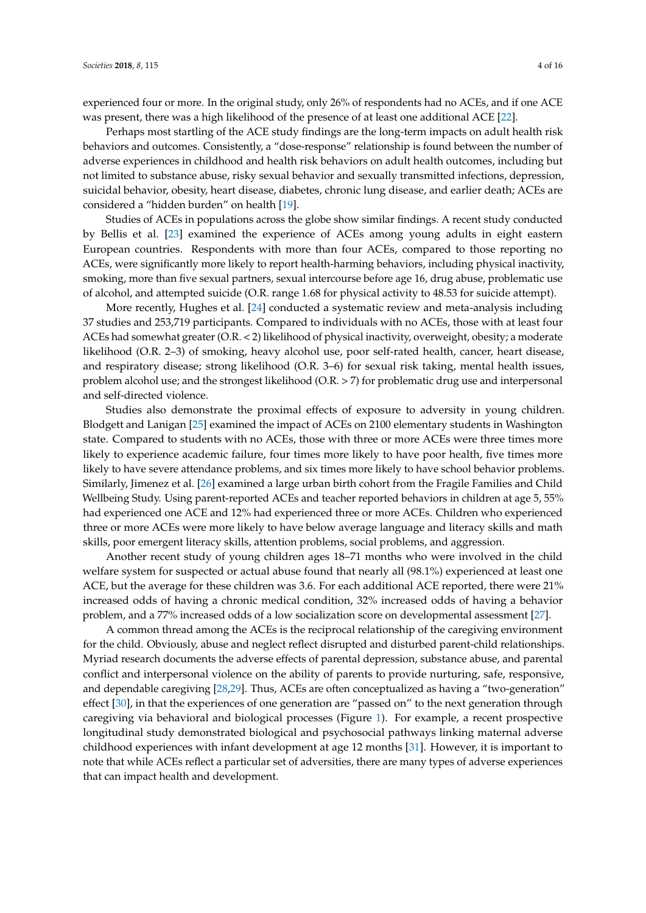experienced four or more. In the original study, only 26% of respondents had no ACEs, and if one ACE was present, there was a high likelihood of the presence of at least one additional ACE [22].

Perhaps most startling of the ACE study findings are the long-term impacts on adult health risk behaviors and outcomes. Consistently, a "dose-response" relationship is found between the number of adverse experiences in childhood and health risk behaviors on adult health outcomes, including but not limited to substance abuse, risky sexual behavior and sexually transmitted infections, depression, suicidal behavior, obesity, heart disease, diabetes, chronic lung disease, and earlier death; ACEs are considered a "hidden burden" on health [19].

Studies of ACEs in populations across the globe show similar findings. A recent study conducted by Bellis et al. [23] examined the experience of ACEs among young adults in eight eastern European countries. Respondents with more than four ACEs, compared to those reporting no ACEs, were significantly more likely to report health-harming behaviors, including physical inactivity, smoking, more than five sexual partners, sexual intercourse before age 16, drug abuse, problematic use of alcohol, and attempted suicide (O.R. range 1.68 for physical activity to 48.53 for suicide attempt).

More recently, Hughes et al. [24] conducted a systematic review and meta-analysis including 37 studies and 253,719 participants. Compared to individuals with no ACEs, those with at least four ACEs had somewhat greater (O.R. < 2) likelihood of physical inactivity, overweight, obesity; a moderate likelihood (O.R. 2–3) of smoking, heavy alcohol use, poor self-rated health, cancer, heart disease, and respiratory disease; strong likelihood (O.R. 3–6) for sexual risk taking, mental health issues, problem alcohol use; and the strongest likelihood (O.R. > 7) for problematic drug use and interpersonal and self-directed violence.

Studies also demonstrate the proximal effects of exposure to adversity in young children. Blodgett and Lanigan [25] examined the impact of ACEs on 2100 elementary students in Washington state. Compared to students with no ACEs, those with three or more ACEs were three times more likely to experience academic failure, four times more likely to have poor health, five times more likely to have severe attendance problems, and six times more likely to have school behavior problems. Similarly, Jimenez et al. [26] examined a large urban birth cohort from the Fragile Families and Child Wellbeing Study. Using parent-reported ACEs and teacher reported behaviors in children at age 5, 55% had experienced one ACE and 12% had experienced three or more ACEs. Children who experienced three or more ACEs were more likely to have below average language and literacy skills and math skills, poor emergent literacy skills, attention problems, social problems, and aggression.

Another recent study of young children ages 18–71 months who were involved in the child welfare system for suspected or actual abuse found that nearly all (98.1%) experienced at least one ACE, but the average for these children was 3.6. For each additional ACE reported, there were 21% increased odds of having a chronic medical condition, 32% increased odds of having a behavior problem, and a 77% increased odds of a low socialization score on developmental assessment [27].

A common thread among the ACEs is the reciprocal relationship of the caregiving environment for the child. Obviously, abuse and neglect reflect disrupted and disturbed parent-child relationships. Myriad research documents the adverse effects of parental depression, substance abuse, and parental conflict and interpersonal violence on the ability of parents to provide nurturing, safe, responsive, and dependable caregiving [28,29]. Thus, ACEs are often conceptualized as having a "two-generation" effect [30], in that the experiences of one generation are "passed on" to the next generation through caregiving via behavioral and biological processes (Figure 1). For example, a recent prospective longitudinal study demonstrated biological and psychosocial pathways linking maternal adverse childhood experiences with infant development at age 12 months [31]. However, it is important to note that while ACEs reflect a particular set of adversities, there are many types of adverse experiences that can impact health and development.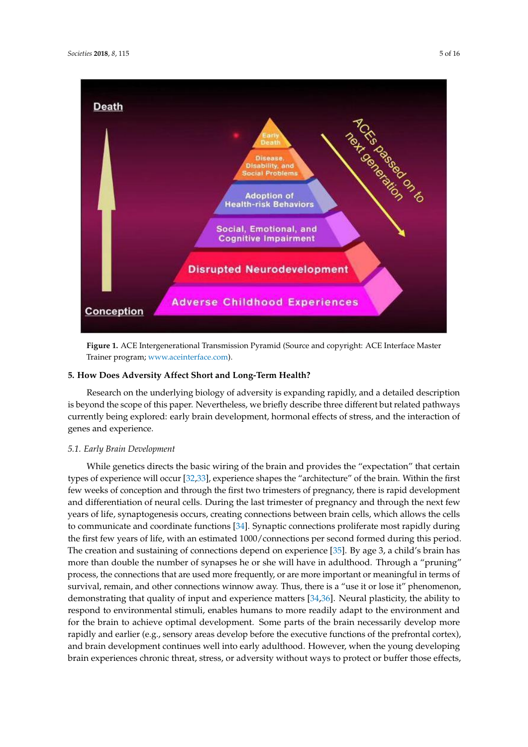Figure 1. ACE Intergenerational Transmission Pyramid (Source and copyright: ACE Interface Master Trainer program; www.aceinterface.com).

## 5. How Does Adversity Affect Short and Long-Term Health?

Research on the underlying biology of adversity is expanding rapidly, and a detailed description is beyond the scope of this paper. Nevertheless, we briefly describe three different but related pathways currently being explored: early brain development, hormonal effects of stress, and the interaction of genes and experience.

### 5.1. Early Brain Development

While genetics directs the basic wiring of the brain and provides the "expectation" that certain types of experience will occur [32,33], experience shapes the "architecture" of the brain. Within the first few weeks of conception and through the first two trimesters of pregnancy, there is rapid development and differentiation of neural cells. During the last trimester of pregnancy and through the next few years of life, synaptogenesis occurs, creating connections between brain cells, which allows the cells to communicate and coordinate functions [34]. Synaptic connections proliferate most rapidly during the first few years of life, with an estimated 1000/connections per second formed during this period. The creation and sustaining of connections depend on experience [35]. By age 3, a child's brain has more than double the number of synapses he or she will have in adulthood. Through a "pruning" process, the connections that are used more frequently, or are more important or meaningful in terms of survival, remain, and other connections winnow away. Thus, there is a "use it or lose it" phenomenon, demonstrating that quality of input and experience matters [34,36]. Neural plasticity, the ability to respond to environmental stimuli, enables humans to more readily adapt to the environment and for the brain to achieve optimal development. Some parts of the brain necessarily develop more rapidly and earlier (e.g., sensory areas develop before the executive functions of the prefrontal cortex), and brain development continues well into early adulthood. However, when the young developing brain experiences chronic threat, stress, or adversity without ways to protect or buffer those effects,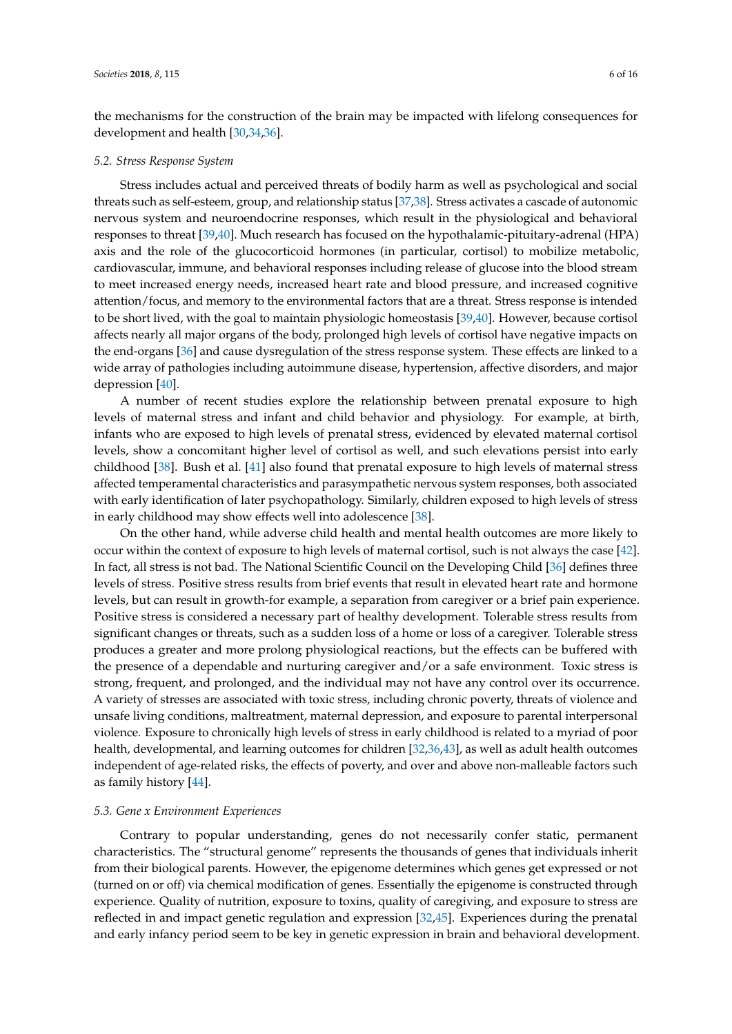the mechanisms for the construction of the brain may be impacted with lifelong consequences for development and health [30,34,36].

### 5.2. Stress Response System

Stress includes actual and perceived threats of bodily harm as well as psychological and social threats such as self-esteem, group, and relationship status [37,38]. Stress activates a cascade of autonomic nervous system and neuroendocrine responses, which result in the physiological and behavioral responses to threat [39,40]. Much research has focused on the hypothalamic-pituitary-adrenal (HPA) axis and the role of the glucocorticoid hormones (in particular, cortisol) to mobilize metabolic, cardiovascular, immune, and behavioral responses including release of glucose into the blood stream to meet increased energy needs, increased heart rate and blood pressure, and increased cognitive attention/focus, and memory to the environmental factors that are a threat. Stress response is intended to be short lived, with the goal to maintain physiologic homeostasis [39,40]. However, because cortisol affects nearly all major organs of the body, prolonged high levels of cortisol have negative impacts on the end-organs [36] and cause dysregulation of the stress response system. These effects are linked to a wide array of pathologies including autoimmune disease, hypertension, affective disorders, and major depression [40].

A number of recent studies explore the relationship between prenatal exposure to high levels of maternal stress and infant and child behavior and physiology. For example, at birth, infants who are exposed to high levels of prenatal stress, evidenced by elevated maternal cortisol levels, show a concomitant higher level of cortisol as well, and such elevations persist into early childhood [38]. Bush et al. [41] also found that prenatal exposure to high levels of maternal stress affected temperamental characteristics and parasympathetic nervous system responses, both associated with early identification of later psychopathology. Similarly, children exposed to high levels of stress in early childhood may show effects well into adolescence [38].

On the other hand, while adverse child health and mental health outcomes are more likely to occur within the context of exposure to high levels of maternal cortisol, such is not always the case [42]. In fact, all stress is not bad. The National Scientific Council on the Developing Child [36] defines three levels of stress. Positive stress results from brief events that result in elevated heart rate and hormone levels, but can result in growth-for example, a separation from caregiver or a brief pain experience. Positive stress is considered a necessary part of healthy development. Tolerable stress results from significant changes or threats, such as a sudden loss of a home or loss of a caregiver. Tolerable stress produces a greater and more prolong physiological reactions, but the effects can be buffered with the presence of a dependable and nurturing caregiver and/or a safe environment. Toxic stress is strong, frequent, and prolonged, and the individual may not have any control over its occurrence. A variety of stresses are associated with toxic stress, including chronic poverty, threats of violence and unsafe living conditions, maltreatment, maternal depression, and exposure to parental interpersonal violence. Exposure to chronically high levels of stress in early childhood is related to a myriad of poor health, developmental, and learning outcomes for children [32,36,43], as well as adult health outcomes independent of age-related risks, the effects of poverty, and over and above non-malleable factors such as family history [44].

### 5.3. Gene x Environment Experiences

Contrary to popular understanding, genes do not necessarily confer static, permanent characteristics. The "structural genome" represents the thousands of genes that individuals inherit from their biological parents. However, the epigenome determines which genes get expressed or not (turned on or off) via chemical modification of genes. Essentially the epigenome is constructed through experience. Quality of nutrition, exposure to toxins, quality of caregiving, and exposure to stress are reflected in and impact genetic regulation and expression [32,45]. Experiences during the prenatal and early infancy period seem to be key in genetic expression in brain and behavioral development.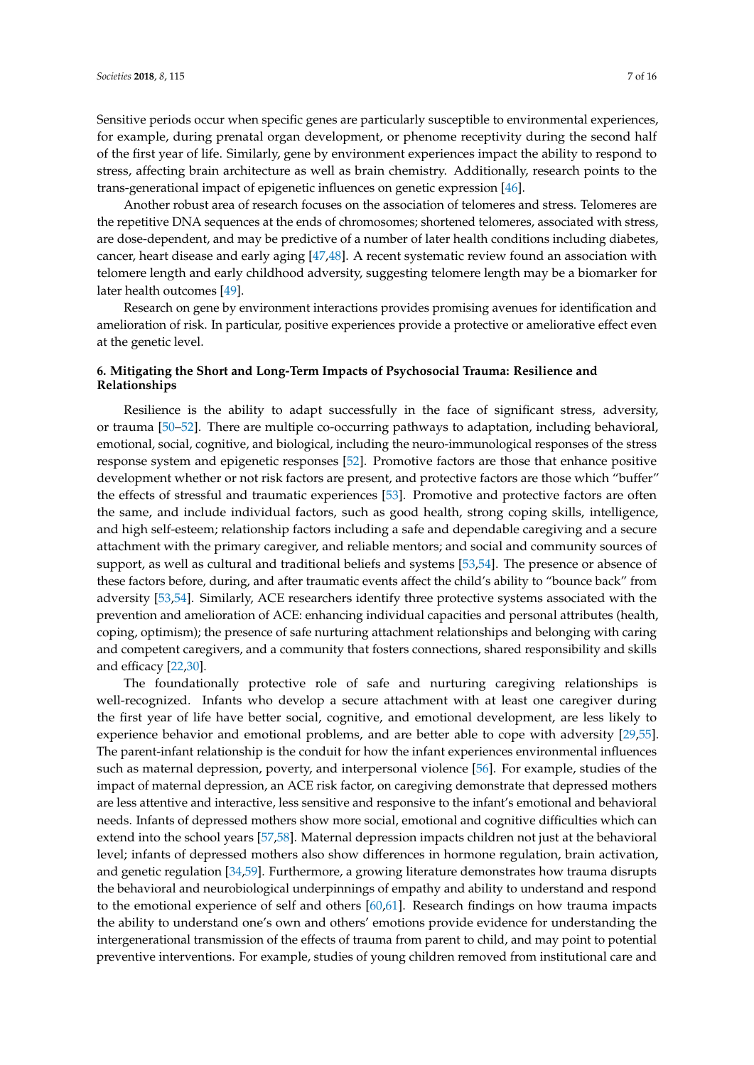Sensitive periods occur when specific genes are particularly susceptible to environmental experiences, for example, during prenatal organ development, or phenome receptivity during the second half of the first year of life. Similarly, gene by environment experiences impact the ability to respond to stress, affecting brain architecture as well as brain chemistry. Additionally, research points to the trans-generational impact of epigenetic influences on genetic expression [46].

Another robust area of research focuses on the association of telomeres and stress. Telomeres are the repetitive DNA sequences at the ends of chromosomes; shortened telomeres, associated with stress, are dose-dependent, and may be predictive of a number of later health conditions including diabetes, cancer, heart disease and early aging [47,48]. A recent systematic review found an association with telomere length and early childhood adversity, suggesting telomere length may be a biomarker for later health outcomes [49].

Research on gene by environment interactions provides promising avenues for identification and amelioration of risk. In particular, positive experiences provide a protective or ameliorative effect even at the genetic level.

## 6. Mitigating the Short and Long-Term Impacts of Psychosocial Trauma: Resilience and Relationships

Resilience is the ability to adapt successfully in the face of significant stress, adversity, or trauma [50–52]. There are multiple co-occurring pathways to adaptation, including behavioral, emotional, social, cognitive, and biological, including the neuro-immunological responses of the stress response system and epigenetic responses [52]. Promotive factors are those that enhance positive development whether or not risk factors are present, and protective factors are those which "buffer" the effects of stressful and traumatic experiences [53]. Promotive and protective factors are often the same, and include individual factors, such as good health, strong coping skills, intelligence, and high self-esteem; relationship factors including a safe and dependable caregiving and a secure attachment with the primary caregiver, and reliable mentors; and social and community sources of support, as well as cultural and traditional beliefs and systems [53,54]. The presence or absence of these factors before, during, and after traumatic events affect the child's ability to "bounce back" from adversity [53,54]. Similarly, ACE researchers identify three protective systems associated with the prevention and amelioration of ACE: enhancing individual capacities and personal attributes (health, coping, optimism); the presence of safe nurturing attachment relationships and belonging with caring and competent caregivers, and a community that fosters connections, shared responsibility and skills and efficacy [22,30].

The foundationally protective role of safe and nurturing caregiving relationships is well-recognized. Infants who develop a secure attachment with at least one caregiver during the first year of life have better social, cognitive, and emotional development, are less likely to experience behavior and emotional problems, and are better able to cope with adversity [29,55]. The parent-infant relationship is the conduit for how the infant experiences environmental influences such as maternal depression, poverty, and interpersonal violence [56]. For example, studies of the impact of maternal depression, an ACE risk factor, on caregiving demonstrate that depressed mothers are less attentive and interactive, less sensitive and responsive to the infant's emotional and behavioral needs. Infants of depressed mothers show more social, emotional and cognitive difficulties which can extend into the school years [57,58]. Maternal depression impacts children not just at the behavioral level; infants of depressed mothers also show differences in hormone regulation, brain activation, and genetic regulation [34,59]. Furthermore, a growing literature demonstrates how trauma disrupts the behavioral and neurobiological underpinnings of empathy and ability to understand and respond to the emotional experience of self and others [60,61]. Research findings on how trauma impacts the ability to understand one's own and others' emotions provide evidence for understanding the intergenerational transmission of the effects of trauma from parent to child, and may point to potential preventive interventions. For example, studies of young children removed from institutional care and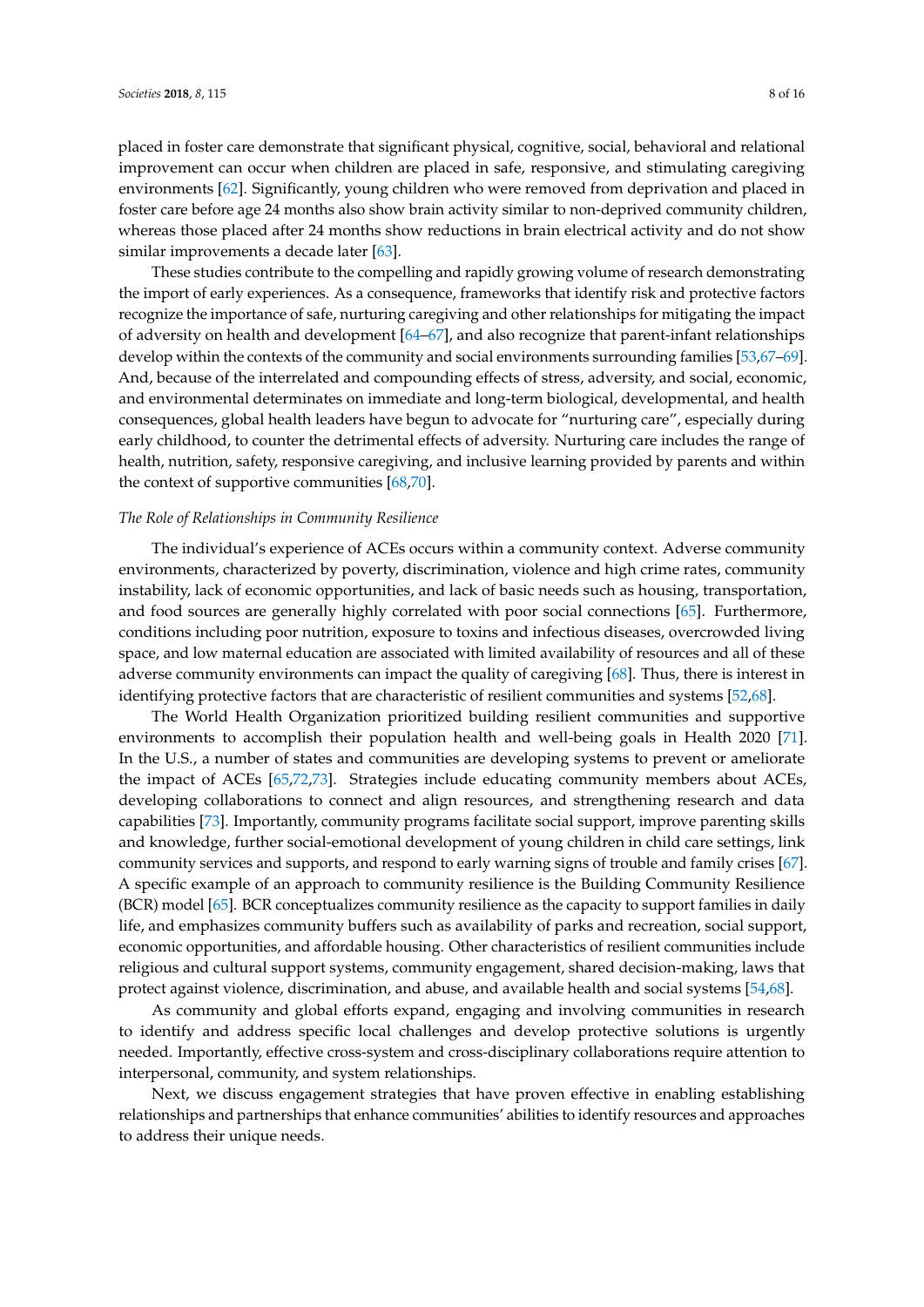placed in foster care demonstrate that significant physical, cognitive, social, behavioral and relational improvement can occur when children are placed in safe, responsive, and stimulating caregiving environments [62]. Significantly, young children who were removed from deprivation and placed in foster care before age 24 months also show brain activity similar to non-deprived community children, whereas those placed after 24 months show reductions in brain electrical activity and do not show similar improvements a decade later [63].

These studies contribute to the compelling and rapidly growing volume of research demonstrating the import of early experiences. As a consequence, frameworks that identify risk and protective factors recognize the importance of safe, nurturing caregiving and other relationships for mitigating the impact of adversity on health and development [64–67], and also recognize that parent-infant relationships develop within the contexts of the community and social environments surrounding families [53,67–69]. And, because of the interrelated and compounding effects of stress, adversity, and social, economic, and environmental determinates on immediate and long-term biological, developmental, and health consequences, global health leaders have begun to advocate for "nurturing care", especially during early childhood, to counter the detrimental effects of adversity. Nurturing care includes the range of health, nutrition, safety, responsive caregiving, and inclusive learning provided by parents and within the context of supportive communities [68,70].

*The Role of Relationships in Community Resilience*

The individual's experience of ACEs occurs within a community context. Adverse community environments, characterized by poverty, discrimination, violence and high crime rates, community instability, lack of economic opportunities, and lack of basic needs such as housing, transportation, and food sources are generally highly correlated with poor social connections [65]. Furthermore, conditions including poor nutrition, exposure to toxins and infectious diseases, overcrowded living space, and low maternal education are associated with limited availability of resources and all of these adverse community environments can impact the quality of caregiving [68]. Thus, there is interest in identifying protective factors that are characteristic of resilient communities and systems [52,68].

The World Health Organization prioritized building resilient communities and supportive environments to accomplish their population health and well-being goals in Health 2020 [71]. In the U.S., a number of states and communities are developing systems to prevent or ameliorate the impact of ACEs [65,72,73]. Strategies include educating community members about ACEs, developing collaborations to connect and align resources, and strengthening research and data capabilities [73]. Importantly, community programs facilitate social support, improve parenting skills and knowledge, further social-emotional development of young children in child care settings, link community services and supports, and respond to early warning signs of trouble and family crises [67]. A specific example of an approach to community resilience is the Building Community Resilience (BCR) model [65]. BCR conceptualizes community resilience as the capacity to support families in daily life, and emphasizes community buffers such as availability of parks and recreation, social support, economic opportunities, and affordable housing. Other characteristics of resilient communities include religious and cultural support systems, community engagement, shared decision-making, laws that protect against violence, discrimination, and abuse, and available health and social systems [54,68].

As community and global efforts expand, engaging and involving communities in research to identify and address specific local challenges and develop protective solutions is urgently needed. Importantly, effective cross-system and cross-disciplinary collaborations require attention to interpersonal, community, and system relationships.

Next, we discuss engagement strategies that have proven effective in enabling establishing relationships and partnerships that enhance communities' abilities to identify resources and approaches to address their unique needs.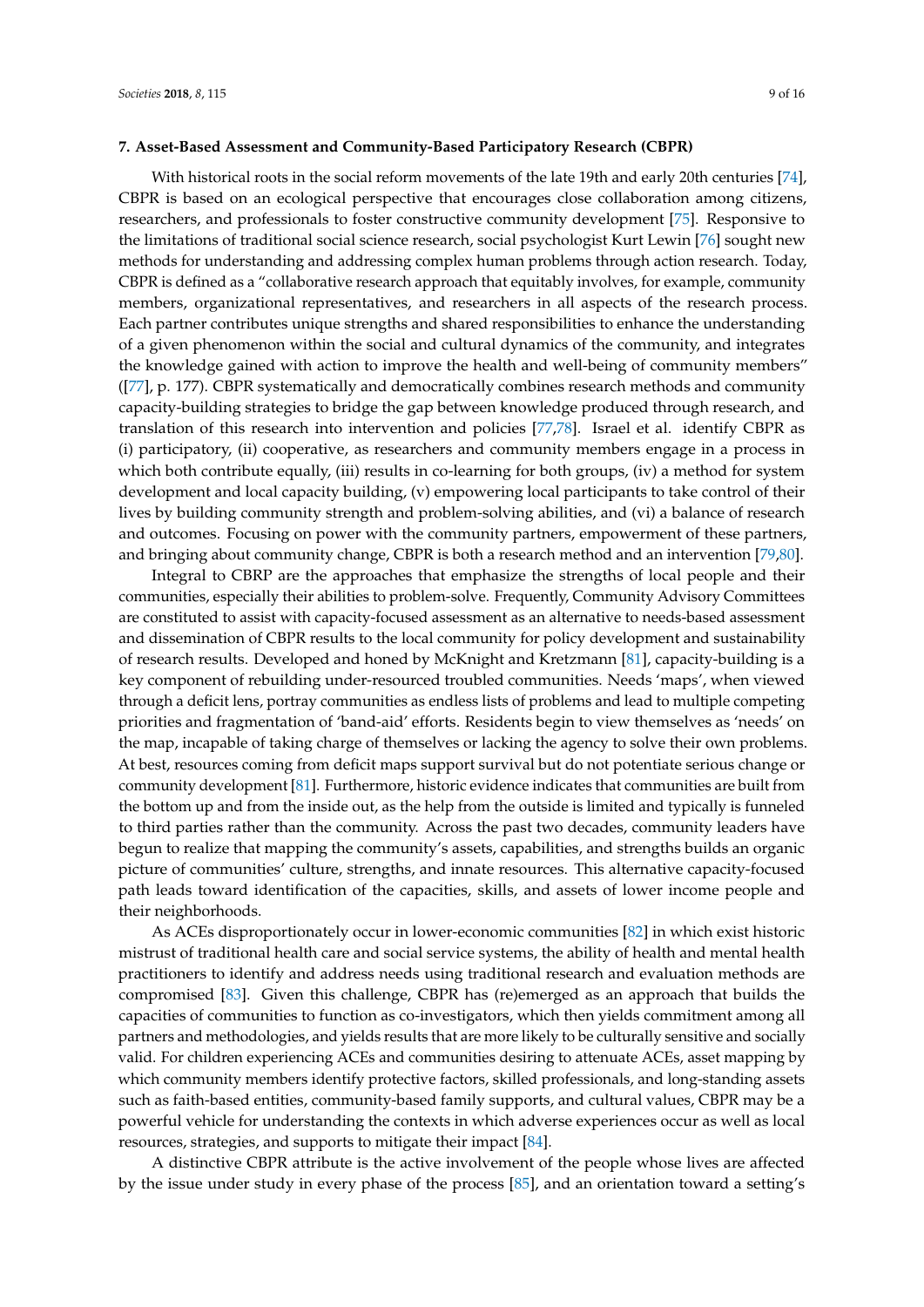### 7. Asset-Based Assessment and Community-Based Participatory Research (CBPR)

With historical roots in the social reform movements of the late 19th and early 20th centuries [74], CBPR is based on an ecological perspective that encourages close collaboration among citizens, researchers, and professionals to foster constructive community development [75]. Responsive to the limitations of traditional social science research, social psychologist Kurt Lewin [76] sought new methods for understanding and addressing complex human problems through action research. Today, CBPR is defined as a "collaborative research approach that equitably involves, for example, community members, organizational representatives, and researchers in all aspects of the research process. Each partner contributes unique strengths and shared responsibilities to enhance the understanding of a given phenomenon within the social and cultural dynamics of the community, and integrates the knowledge gained with action to improve the health and well-being of community members" ([77], p. 177). CBPR systematically and democratically combines research methods and community capacity-building strategies to bridge the gap between knowledge produced through research, and translation of this research into intervention and policies [77,78]. Israel et al. identify CBPR as (i) participatory, (ii) cooperative, as researchers and community members engage in a process in which both contribute equally, (iii) results in co-learning for both groups, (iv) a method for system development and local capacity building, (v) empowering local participants to take control of their lives by building community strength and problem-solving abilities, and (vi) a balance of research and outcomes. Focusing on power with the community partners, empowerment of these partners, and bringing about community change, CBPR is both a research method and an intervention [79,80].

Integral to CBRP are the approaches that emphasize the strengths of local people and their communities, especially their abilities to problem-solve. Frequently, Community Advisory Committees are constituted to assist with capacity-focused assessment as an alternative to needs-based assessment and dissemination of CBPR results to the local community for policy development and sustainability of research results. Developed and honed by McKnight and Kretzmann [81], capacity-building is a key component of rebuilding under-resourced troubled communities. Needs 'maps', when viewed through a deficit lens, portray communities as endless lists of problems and lead to multiple competing priorities and fragmentation of 'band-aid' efforts. Residents begin to view themselves as 'needs' on the map, incapable of taking charge of themselves or lacking the agency to solve their own problems. At best, resources coming from deficit maps support survival but do not potentiate serious change or community development [81]. Furthermore, historic evidence indicates that communities are built from the bottom up and from the inside out, as the help from the outside is limited and typically is funneled to third parties rather than the community. Across the past two decades, community leaders have begun to realize that mapping the community's assets, capabilities, and strengths builds an organic picture of communities' culture, strengths, and innate resources. This alternative capacity-focused path leads toward identification of the capacities, skills, and assets of lower income people and their neighborhoods.

As ACEs disproportionately occur in lower-economic communities [82] in which exist historic mistrust of traditional health care and social service systems, the ability of health and mental health practitioners to identify and address needs using traditional research and evaluation methods are compromised [83]. Given this challenge, CBPR has (re)emerged as an approach that builds the capacities of communities to function as co-investigators, which then yields commitment among all partners and methodologies, and yields results that are more likely to be culturally sensitive and socially valid. For children experiencing ACEs and communities desiring to attenuate ACEs, asset mapping by which community members identify protective factors, skilled professionals, and long-standing assets such as faith-based entities, community-based family supports, and cultural values, CBPR may be a powerful vehicle for understanding the contexts in which adverse experiences occur as well as local resources, strategies, and supports to mitigate their impact [84].

A distinctive CBPR attribute is the active involvement of the people whose lives are affected by the issue under study in every phase of the process [85], and an orientation toward a setting's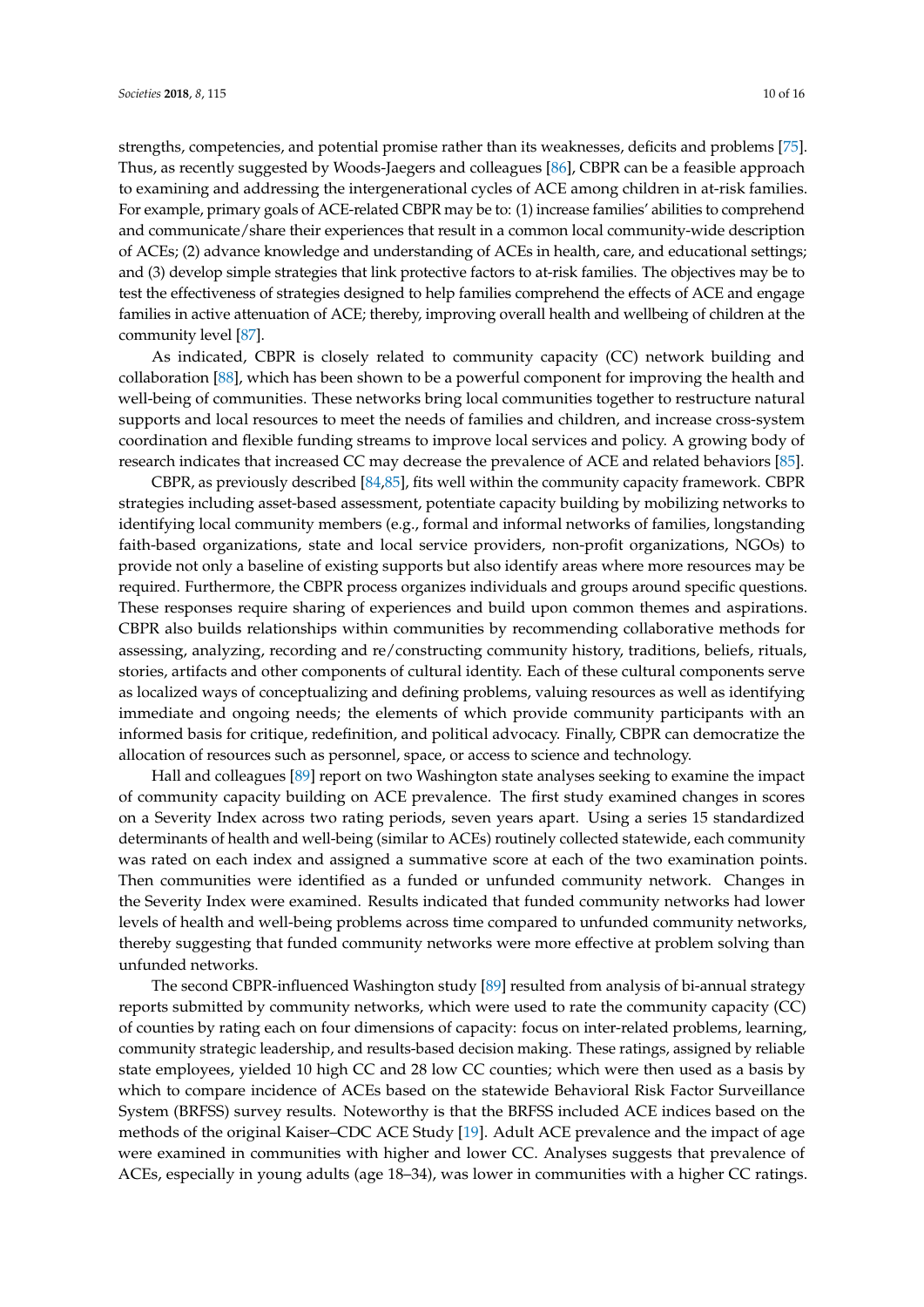strengths, competencies, and potential promise rather than its weaknesses, deficits and problems [75]. Thus, as recently suggested by Woods-Jaegers and colleagues [86], CBPR can be a feasible approach to examining and addressing the intergenerational cycles of ACE among children in at-risk families. For example, primary goals of ACE-related CBPR may be to: (1) increase families' abilities to comprehend and communicate/share their experiences that result in a common local community-wide description of ACEs; (2) advance knowledge and understanding of ACEs in health, care, and educational settings; and (3) develop simple strategies that link protective factors to at-risk families. The objectives may be to test the effectiveness of strategies designed to help families comprehend the effects of ACE and engage families in active attenuation of ACE; thereby, improving overall health and wellbeing of children at the community level [87].

As indicated, CBPR is closely related to community capacity (CC) network building and collaboration [88], which has been shown to be a powerful component for improving the health and well-being of communities. These networks bring local communities together to restructure natural supports and local resources to meet the needs of families and children, and increase cross-system coordination and flexible funding streams to improve local services and policy. A growing body of research indicates that increased CC may decrease the prevalence of ACE and related behaviors [85].

CBPR, as previously described [84,85], fits well within the community capacity framework. CBPR strategies including asset-based assessment, potentiate capacity building by mobilizing networks to identifying local community members (e.g., formal and informal networks of families, longstanding faith-based organizations, state and local service providers, non-profit organizations, NGOs) to provide not only a baseline of existing supports but also identify areas where more resources may be required. Furthermore, the CBPR process organizes individuals and groups around specific questions. These responses require sharing of experiences and build upon common themes and aspirations. CBPR also builds relationships within communities by recommending collaborative methods for assessing, analyzing, recording and re/constructing community history, traditions, beliefs, rituals, stories, artifacts and other components of cultural identity. Each of these cultural components serve as localized ways of conceptualizing and defining problems, valuing resources as well as identifying immediate and ongoing needs; the elements of which provide community participants with an informed basis for critique, redefinition, and political advocacy. Finally, CBPR can democratize the allocation of resources such as personnel, space, or access to science and technology.

Hall and colleagues [89] report on two Washington state analyses seeking to examine the impact of community capacity building on ACE prevalence. The first study examined changes in scores on a Severity Index across two rating periods, seven years apart. Using a series 15 standardized determinants of health and well-being (similar to ACEs) routinely collected statewide, each community was rated on each index and assigned a summative score at each of the two examination points. Then communities were identified as a funded or unfunded community network. Changes in the Severity Index were examined. Results indicated that funded community networks had lower levels of health and well-being problems across time compared to unfunded community networks, thereby suggesting that funded community networks were more effective at problem solving than unfunded networks.

The second CBPR-influenced Washington study [89] resulted from analysis of bi-annual strategy reports submitted by community networks, which were used to rate the community capacity (CC) of counties by rating each on four dimensions of capacity: focus on inter-related problems, learning, community strategic leadership, and results-based decision making. These ratings, assigned by reliable state employees, yielded 10 high CC and 28 low CC counties; which were then used as a basis by which to compare incidence of ACEs based on the statewide Behavioral Risk Factor Surveillance System (BRFSS) survey results. Noteworthy is that the BRFSS included ACE indices based on the methods of the original Kaiser–CDC ACE Study [19]. Adult ACE prevalence and the impact of age were examined in communities with higher and lower CC. Analyses suggests that prevalence of ACEs, especially in young adults (age 18–34), was lower in communities with a higher CC ratings.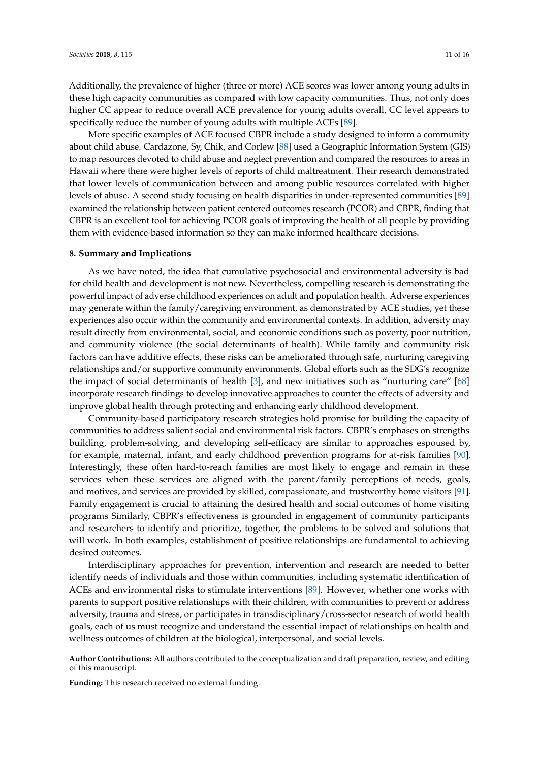Additionally, the prevalence of higher (three or more) ACE scores was lower among young adults in these high capacity communities as compared with low capacity communities. Thus, not only does higher CC appear to reduce overall ACE prevalence for young adults overall, CC level appears to specifically reduce the number of young adults with multiple ACEs [89].

More specific examples of ACE focused CBPR include a study designed to inform a community about child abuse. Cardazone, Sy, Chik, and Corlew [88] used a Geographic Information System (GIS) to map resources devoted to child abuse and neglect prevention and compared the resources to areas in Hawaii where there were higher levels of reports of child maltreatment. Their research demonstrated that lower levels of communication between and among public resources correlated with higher levels of abuse. A second study focusing on health disparities in under-represented communities [89] examined the relationship between patient centered outcomes research (PCOR) and CBPR, finding that CBPR is an excellent tool for achieving PCOR goals of improving the health of all people by providing them with evidence-based information so they can make informed healthcare decisions.

## 8. Summary and Implications

As we have noted, the idea that cumulative psychosocial and environmental adversity is bad for child health and development is not new. Nevertheless, compelling research is demonstrating the powerful impact of adverse childhood experiences on adult and population health. Adverse experiences may generate within the family/caregiving environment, as demonstrated by ACE studies, yet these experiences also occur within the community and environmental contexts. In addition, adversity may result directly from environmental, social, and economic conditions such as poverty, poor nutrition, and community violence (the social determinants of health). While family and community risk factors can have additive effects, these risks can be ameliorated through safe, nurturing caregiving relationships and/or supportive community environments. Global efforts such as the SDG's recognize the impact of social determinants of health [3], and new initiatives such as "nurturing care" [68] incorporate research findings to develop innovative approaches to counter the effects of adversity and improve global health through protecting and enhancing early childhood development.

Community-based participatory research strategies hold promise for building the capacity of communities to address salient social and environmental risk factors. CBPR's emphases on strengths building, problem-solving, and developing self-efficacy are similar to approaches espoused by, for example, maternal, infant, and early childhood prevention programs for at-risk families [90]. Interestingly, these often hard-to-reach families are most likely to engage and remain in these services when these services are aligned with the parent/family perceptions of needs, goals, and motives, and services are provided by skilled, compassionate, and trustworthy home visitors [91]. Family engagement is crucial to attaining the desired health and social outcomes of home visiting programs Similarly, CBPR's effectiveness is grounded in engagement of community participants and researchers to identify and prioritize, together, the problems to be solved and solutions that will work. In both examples, establishment of positive relationships are fundamental to achieving desired outcomes.

Interdisciplinary approaches for prevention, intervention and research are needed to better identify needs of individuals and those within communities, including systematic identification of ACEs and environmental risks to stimulate interventions [89]. However, whether one works with parents to support positive relationships with their children, with communities to prevent or address adversity, trauma and stress, or participates in transdisciplinary/cross-sector research of world health goals, each of us must recognize and understand the essential impact of relationships on health and wellness outcomes of children at the biological, interpersonal, and social levels.

**Author Contributions:** All authors contributed to the conceptualization and draft preparation, review, and editing of this manuscript.

**Funding:** This research received no external funding.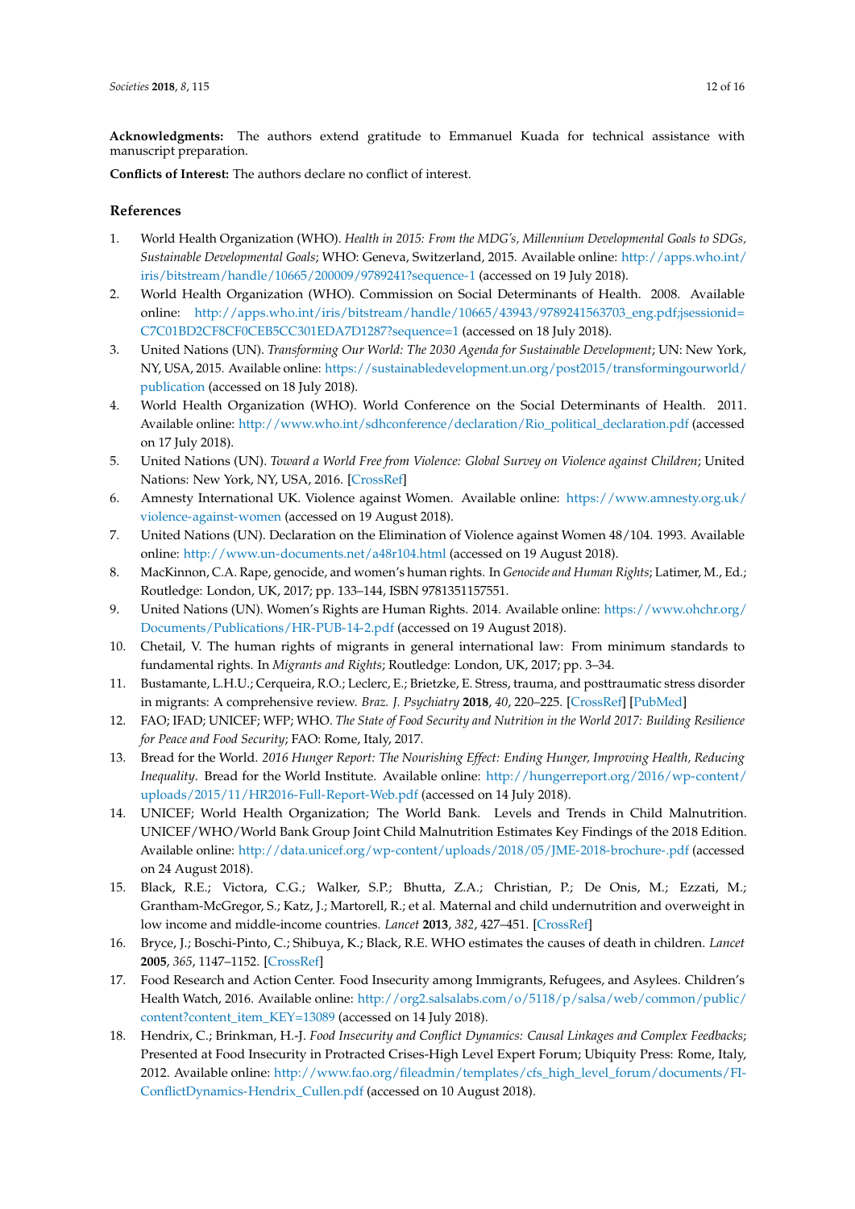**Acknowledgments:** The authors extend gratitude to Emmanuel Kuada for technical assistance with manuscript preparation.

**Conflicts of Interest:** The authors declare no conflict of interest.

## References

1. World Health Organization (WHO). *Health in 2015: From the MDG's, Millennium Developmental Goals to SDGs, Sustainable Developmental Goals*; WHO: Geneva, Switzerland, 2015. Available online: http://apps.who.int/iris/bitstream/handle/10665/200009/9789241?sequence-1 (accessed on 19 July 2018).
2. World Health Organization (WHO). Commission on Social Determinants of Health. 2008. Available online: http://apps.who.int/iris/bitstream/handle/10665/43943/9789241563703_eng.pdf;jsessionid=C7C01BD2CF8CF0CEB5CC301EDA7D1287?sequence=1 (accessed on 18 July 2018).
3. United Nations (UN). *Transforming Our World: The 2030 Agenda for Sustainable Development*; UN: New York, NY, USA, 2015. Available online: https://sustainabledevelopment.un.org/post2015/transformingourworld/publication (accessed on 18 July 2018).
4. World Health Organization (WHO). World Conference on the Social Determinants of Health. 2011. Available online: http://www.who.int/sdhconference/declaration/Rio_political_declaration.pdf (accessed on 17 July 2018).
5. United Nations (UN). *Toward a World Free from Violence: Global Survey on Violence against Children*; United Nations: New York, NY, USA, 2016. [CrossRef]
6. Amnesty International UK. Violence against Women. Available online: https://www.amnesty.org.uk/violence-against-women (accessed on 19 August 2018).
7. United Nations (UN). Declaration on the Elimination of Violence against Women 48/104. 1993. Available online: http://www.un-documents.net/a48r104.html (accessed on 19 August 2018).
8. MacKinnon, C.A. Rape, genocide, and women's human rights. In *Genocide and Human Rights*; Latimer, M., Ed.; Routledge: London, UK, 2017; pp. 133–144, ISBN 9781351157551.
9. United Nations (UN). Women's Rights are Human Rights. 2014. Available online: https://www.ohchr.org/Documents/Publications/HR-PUB-14-2.pdf (accessed on 19 August 2018).
10. Chetail, V. The human rights of migrants in general international law: From minimum standards to fundamental rights. In *Migrants and Rights*; Routledge: London, UK, 2017; pp. 3–34.
11. Bustamante, L.H.U.; Cerqueira, R.O.; Leclerc, E.; Brietzke, E. Stress, trauma, and posttraumatic stress disorder in migrants: A comprehensive review. *Braz. J. Psychiatry* **2018**, *40*, 220–225. [CrossRef] [PubMed]
12. FAO; IFAD; UNICEF; WFP; WHO. *The State of Food Security and Nutrition in the World 2017: Building Resilience for Peace and Food Security*; FAO: Rome, Italy, 2017.
13. Bread for the World. *2016 Hunger Report: The Nourishing Effect: Ending Hunger, Improving Health, Reducing Inequality*. Bread for the World Institute. Available online: http://hungerreport.org/2016/wp-content/uploads/2015/11/HR2016-Full-Report-Web.pdf (accessed on 14 July 2018).
14. UNICEF; World Health Organization; The World Bank. Levels and Trends in Child Malnutrition. UNICEF/WHO/World Bank Group Joint Child Malnutrition Estimates Key Findings of the 2018 Edition. Available online: http://data.unicef.org/wp-content/uploads/2018/05/JME-2018-brochure-.pdf (accessed on 24 August 2018).
15. Black, R.E.; Victora, C.G.; Walker, S.P.; Bhutta, Z.A.; Christian, P.; De Onis, M.; Ezzati, M.; Grantham-McGregor, S.; Katz, J.; Martorell, R.; et al. Maternal and child undernutrition and overweight in low income and middle-income countries. *Lancet* **2013**, *382*, 427–451. [CrossRef]
16. Bryce, J.; Boschi-Pinto, C.; Shibuya, K.; Black, R.E. WHO estimates the causes of death in children. *Lancet* **2005**, *365*, 1147–1152. [CrossRef]
17. Food Research and Action Center. Food Insecurity among Immigrants, Refugees, and Asylees. Children's Health Watch, 2016. Available online: http://org2.salsalabs.com/o/5118/p/salsa/web/common/public/content?content_item_KEY=13089 (accessed on 14 July 2018).
18. Hendrix, C.; Brinkman, H.-J. *Food Insecurity and Conflict Dynamics: Causal Linkages and Complex Feedbacks*; Presented at Food Insecurity in Protracted Crises-High Level Expert Forum; Ubiquity Press: Rome, Italy, 2012. Available online: http://www.fao.org/fileadmin/templates/cfs_high_level_forum/documents/FI-ConflictDynamics-Hendrix_Cullen.pdf (accessed on 10 August 2018).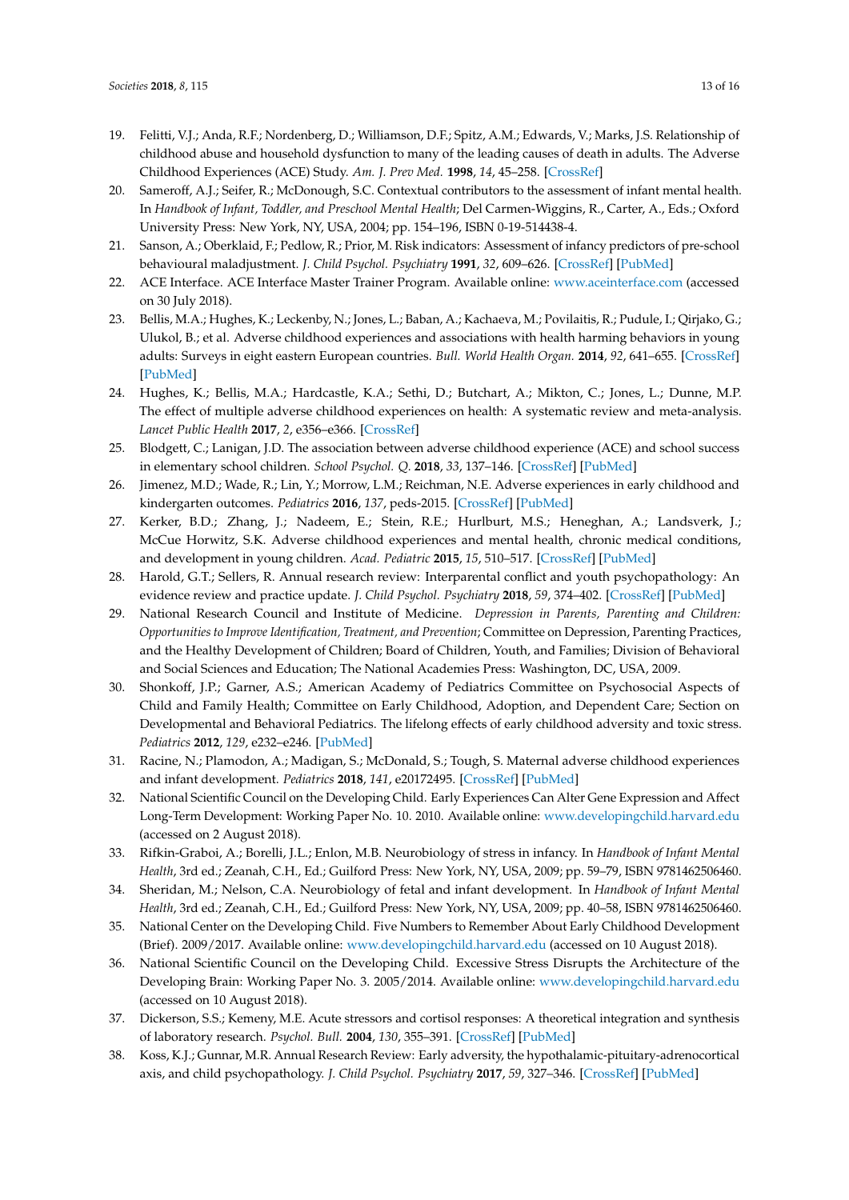19. Felitti, V.J.; Anda, R.F.; Nordenberg, D.; Williamson, D.F.; Spitz, A.M.; Edwards, V.; Marks, J.S. Relationship of childhood abuse and household dysfunction to many of the leading causes of death in adults. The Adverse Childhood Experiences (ACE) Study. *Am. J. Prev Med.* **1998**, *14*, 45–258. [CrossRef]
20. Sameroff, A.J.; Seifer, R.; McDonough, S.C. Contextual contributors to the assessment of infant mental health. In *Handbook of Infant, Toddler, and Preschool Mental Health*; Del Carmen-Wiggins, R., Carter, A., Eds.; Oxford University Press: New York, NY, USA, 2004; pp. 154–196, ISBN 0-19-514438-4.
21. Sanson, A.; Oberklaid, F.; Pedlow, R.; Prior, M. Risk indicators: Assessment of infancy predictors of pre-school behavioural maladjustment. *J. Child Psychol. Psychiatry* **1991**, *32*, 609–626. [CrossRef] [PubMed]
22. ACE Interface. ACE Interface Master Trainer Program. Available online: www.aceinterface.com (accessed on 30 July 2018).
23. Bellis, M.A.; Hughes, K.; Leckenby, N.; Jones, L.; Baban, A.; Kachaeva, M.; Povilaitis, R.; Pudule, I.; Qirjako, G.; Ulukol, B.; et al. Adverse childhood experiences and associations with health harming behaviors in young adults: Surveys in eight eastern European countries. *Bull. World Health Organ.* **2014**, *92*, 641–655. [CrossRef] [PubMed]
24. Hughes, K.; Bellis, M.A.; Hardcastle, K.A.; Sethi, D.; Butchart, A.; Mikton, C.; Jones, L.; Dunne, M.P. The effect of multiple adverse childhood experiences on health: A systematic review and meta-analysis. *Lancet Public Health* **2017**, *2*, e356–e366. [CrossRef]
25. Blodgett, C.; Lanigan, J.D. The association between adverse childhood experience (ACE) and school success in elementary school children. *School Psychol. Q.* **2018**, *33*, 137–146. [CrossRef] [PubMed]
26. Jimenez, M.D.; Wade, R.; Lin, Y.; Morrow, L.M.; Reichman, N.E. Adverse experiences in early childhood and kindergarten outcomes. *Pediatrics* **2016**, *137*, peds-2015. [CrossRef] [PubMed]
27. Kerker, B.D.; Zhang, J.; Nadeem, E.; Stein, R.E.; Hurlburt, M.S.; Heneghan, A.; Landsverk, J.; McCue Horwitz, S.K. Adverse childhood experiences and mental health, chronic medical conditions, and development in young children. *Acad. Pediatric* **2015**, *15*, 510–517. [CrossRef] [PubMed]
28. Harold, G.T.; Sellers, R. Annual research review: Interparental conflict and youth psychopathology: An evidence review and practice update. *J. Child Psychol. Psychiatry* **2018**, *59*, 374–402. [CrossRef] [PubMed]
29. National Research Council and Institute of Medicine. *Depression in Parents, Parenting and Children: Opportunities to Improve Identification, Treatment, and Prevention*; Committee on Depression, Parenting Practices, and the Healthy Development of Children; Board of Children, Youth, and Families; Division of Behavioral and Social Sciences and Education; The National Academies Press: Washington, DC, USA, 2009.
30. Shonkoff, J.P.; Garner, A.S.; American Academy of Pediatrics Committee on Psychosocial Aspects of Child and Family Health; Committee on Early Childhood, Adoption, and Dependent Care; Section on Developmental and Behavioral Pediatrics. The lifelong effects of early childhood adversity and toxic stress. *Pediatrics* **2012**, *129*, e232–e246. [PubMed]
31. Racine, N.; Plamodon, A.; Madigan, S.; McDonald, S.; Tough, S. Maternal adverse childhood experiences and infant development. *Pediatrics* **2018**, *141*, e20172495. [CrossRef] [PubMed]
32. National Scientific Council on the Developing Child. Early Experiences Can Alter Gene Expression and Affect Long-Term Development: Working Paper No. 10. 2010. Available online: www.developingchild.harvard.edu (accessed on 2 August 2018).
33. Rifkin-Graboi, A.; Borelli, J.L.; Enlon, M.B. Neurobiology of stress in infancy. In *Handbook of Infant Mental Health*, 3rd ed.; Zeanah, C.H., Ed.; Guilford Press: New York, NY, USA, 2009; pp. 59–79, ISBN 9781462506460.
34. Sheridan, M.; Nelson, C.A. Neurobiology of fetal and infant development. In *Handbook of Infant Mental Health*, 3rd ed.; Zeanah, C.H., Ed.; Guilford Press: New York, NY, USA, 2009; pp. 40–58, ISBN 9781462506460.
35. National Center on the Developing Child. Five Numbers to Remember About Early Childhood Development (Brief). 2009/2017. Available online: www.developingchild.harvard.edu (accessed on 10 August 2018).
36. National Scientific Council on the Developing Child. Excessive Stress Disrupts the Architecture of the Developing Brain: Working Paper No. 3. 2005/2014. Available online: www.developingchild.harvard.edu (accessed on 10 August 2018).
37. Dickerson, S.S.; Kemeny, M.E. Acute stressors and cortisol responses: A theoretical integration and synthesis of laboratory research. *Psychol. Bull.* **2004**, *130*, 355–391. [CrossRef] [PubMed]
38. Koss, K.J.; Gunnar, M.R. Annual Research Review: Early adversity, the hypothalamic-pituitary-adrenocortical axis, and child psychopathology. *J. Child Psychol. Psychiatry* **2017**, *59*, 327–346. [CrossRef] [PubMed]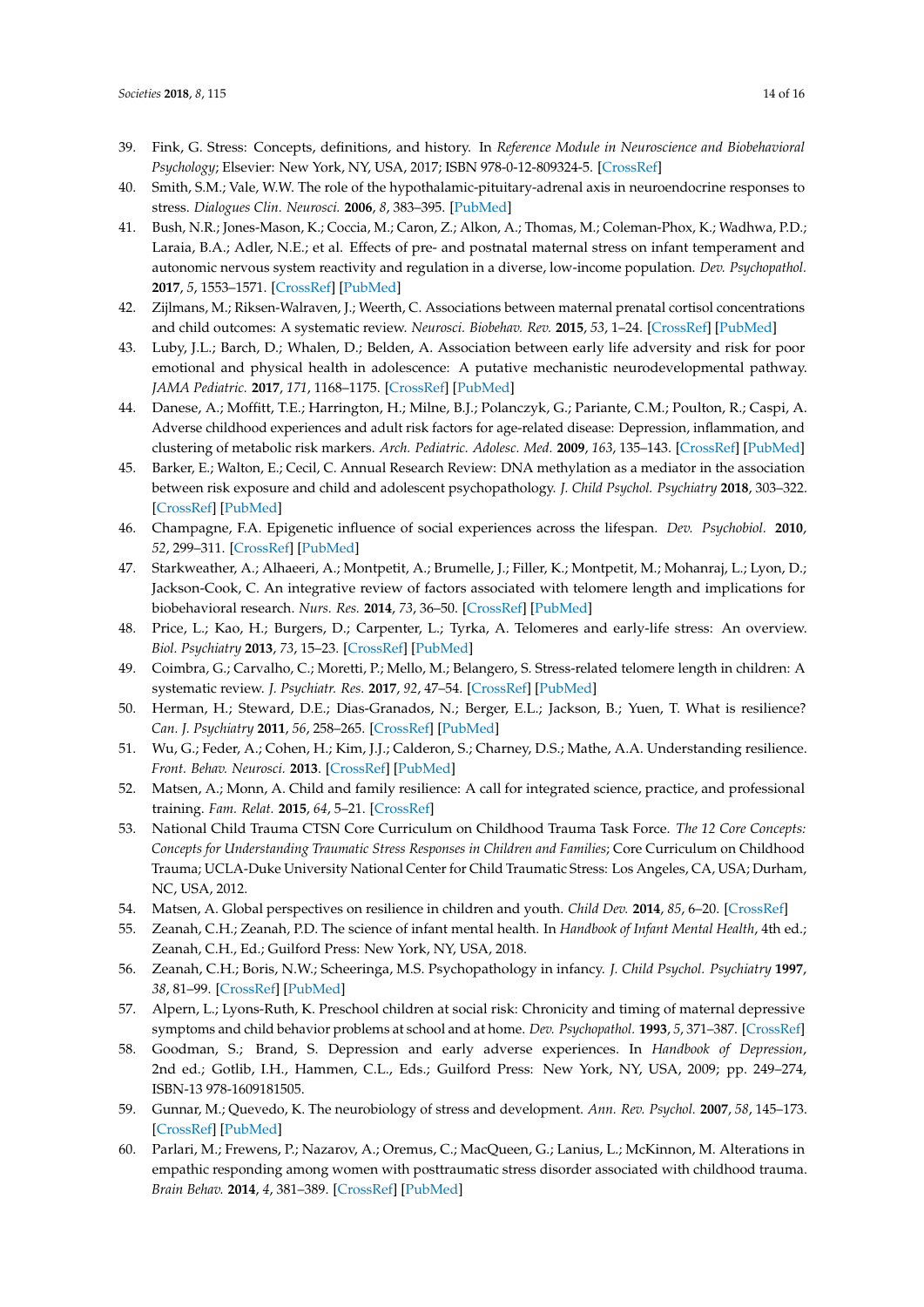39. Fink, G. Stress: Concepts, definitions, and history. In *Reference Module in Neuroscience and Biobehavioral Psychology*; Elsevier: New York, NY, USA, 2017; ISBN 978-0-12-809324-5. [CrossRef]
40. Smith, S.M.; Vale, W.W. The role of the hypothalamic-pituitary-adrenal axis in neuroendocrine responses to stress. *Dialogues Clin. Neurosci.* **2006**, *8*, 383–395. [PubMed]
41. Bush, N.R.; Jones-Mason, K.; Coccia, M.; Caron, Z.; Alkon, A.; Thomas, M.; Coleman-Phox, K.; Wadhwa, P.D.; Laraia, B.A.; Adler, N.E.; et al. Effects of pre- and postnatal maternal stress on infant temperament and autonomic nervous system reactivity and regulation in a diverse, low-income population. *Dev. Psychopathol.* **2017**, *5*, 1553–1571. [CrossRef] [PubMed]
42. Zijlmans, M.; Riksen-Walraven, J.; Weerth, C. Associations between maternal prenatal cortisol concentrations and child outcomes: A systematic review. *Neurosci. Biobehav. Rev.* **2015**, *53*, 1–24. [CrossRef] [PubMed]
43. Luby, J.L.; Barch, D.; Whalen, D.; Belden, A. Association between early life adversity and risk for poor emotional and physical health in adolescence: A putative mechanistic neurodevelopmental pathway. *JAMA Pediatric.* **2017**, *171*, 1168–1175. [CrossRef] [PubMed]
44. Danese, A.; Moffitt, T.E.; Harrington, H.; Milne, B.J.; Polanczyk, G.; Pariante, C.M.; Poulton, R.; Caspi, A. Adverse childhood experiences and adult risk factors for age-related disease: Depression, inflammation, and clustering of metabolic risk markers. *Arch. Pediatric. Adolesc. Med.* **2009**, *163*, 135–143. [CrossRef] [PubMed]
45. Barker, E.; Walton, E.; Cecil, C. Annual Research Review: DNA methylation as a mediator in the association between risk exposure and child and adolescent psychopathology. *J. Child Psychol. Psychiatry* **2018**, 303–322. [CrossRef] [PubMed]
46. Champagne, F.A. Epigenetic influence of social experiences across the lifespan. *Dev. Psychobiol.* **2010**, *52*, 299–311. [CrossRef] [PubMed]
47. Starkweather, A.; Alhaeeri, A.; Montpetit, A.; Brumelle, J.; Filler, K.; Montpetit, M.; Mohanraj, L.; Lyon, D.; Jackson-Cook, C. An integrative review of factors associated with telomere length and implications for biobehavioral research. *Nurs. Res.* **2014**, *73*, 36–50. [CrossRef] [PubMed]
48. Price, L.; Kao, H.; Burgers, D.; Carpenter, L.; Tyrka, A. Telomeres and early-life stress: An overview. *Biol. Psychiatry* **2013**, *73*, 15–23. [CrossRef] [PubMed]
49. Coimbra, G.; Carvalho, C.; Moretti, P.; Mello, M.; Belangero, S. Stress-related telomere length in children: A systematic review. *J. Psychiatr. Res.* **2017**, *92*, 47–54. [CrossRef] [PubMed]
50. Herman, H.; Steward, D.E.; Dias-Granados, N.; Berger, E.L.; Jackson, B.; Yuen, T. What is resilience? *Can. J. Psychiatry* **2011**, *56*, 258–265. [CrossRef] [PubMed]
51. Wu, G.; Feder, A.; Cohen, H.; Kim, J.J.; Calderon, S.; Charney, D.S.; Mathe, A.A. Understanding resilience. *Front. Behav. Neurosci.* **2013**. [CrossRef] [PubMed]
52. Matsen, A.; Monn, A. Child and family resilience: A call for integrated science, practice, and professional training. *Fam. Relat.* **2015**, *64*, 5–21. [CrossRef]
53. National Child Trauma CTSN Core Curriculum on Childhood Trauma Task Force. *The 12 Core Concepts: Concepts for Understanding Traumatic Stress Responses in Children and Families*; Core Curriculum on Childhood Trauma; UCLA-Duke University National Center for Child Traumatic Stress: Los Angeles, CA, USA; Durham, NC, USA, 2012.
54. Matsen, A. Global perspectives on resilience in children and youth. *Child Dev.* **2014**, *85*, 6–20. [CrossRef]
55. Zeanah, C.H.; Zeanah, P.D. The science of infant mental health. In *Handbook of Infant Mental Health*, 4th ed.; Zeanah, C.H., Ed.; Guilford Press: New York, NY, USA, 2018.
56. Zeanah, C.H.; Boris, N.W.; Scheeringa, M.S. Psychopathology in infancy. *J. Child Psychol. Psychiatry* **1997**, *38*, 81–99. [CrossRef] [PubMed]
57. Alpern, L.; Lyons-Ruth, K. Preschool children at social risk: Chronicity and timing of maternal depressive symptoms and child behavior problems at school and at home. *Dev. Psychopathol.* **1993**, *5*, 371–387. [CrossRef]
58. Goodman, S.; Brand, S. Depression and early adverse experiences. In *Handbook of Depression*, 2nd ed.; Gotlib, I.H., Hammen, C.L., Eds.; Guilford Press: New York, NY, USA, 2009; pp. 249–274, ISBN-13 978-1609181505.
59. Gunnar, M.; Quevedo, K. The neurobiology of stress and development. *Ann. Rev. Psychol.* **2007**, *58*, 145–173. [CrossRef] [PubMed]
60. Parlari, M.; Frewens, P.; Nazarov, A.; Oremus, C.; MacQueen, G.; Lanius, L.; McKinnon, M. Alterations in empathic responding among women with posttraumatic stress disorder associated with childhood trauma. *Brain Behav.* **2014**, *4*, 381–389. [CrossRef] [PubMed]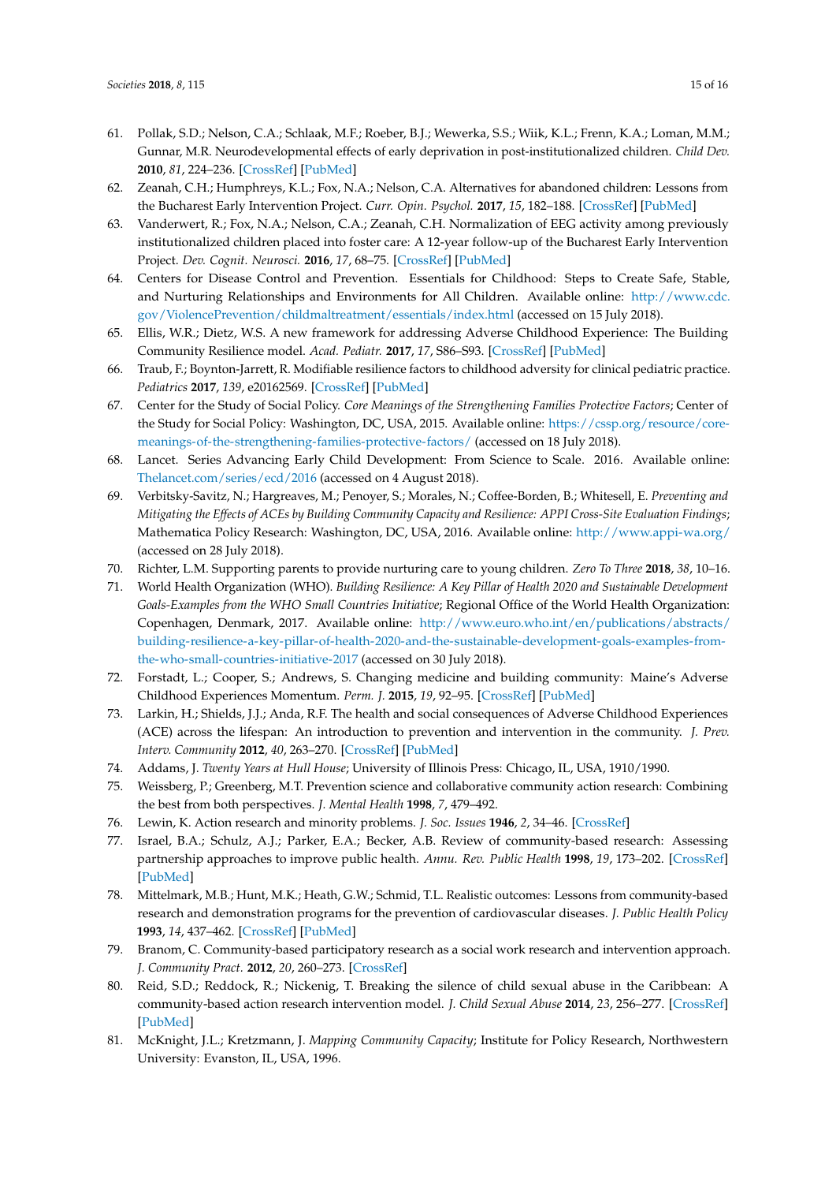61. Pollak, S.D.; Nelson, C.A.; Schlaak, M.F.; Roeber, B.J.; Wewerka, S.S.; Wiik, K.L.; Frenn, K.A.; Loman, M.M.; Gunnar, M.R. Neurodevelopmental effects of early deprivation in post-institutionalized children. *Child Dev.* **2010**, *81*, 224–236. [CrossRef] [PubMed]
62. Zeanah, C.H.; Humphreys, K.L.; Fox, N.A.; Nelson, C.A. Alternatives for abandoned children: Lessons from the Bucharest Early Intervention Project. *Curr. Opin. Psychol.* **2017**, *15*, 182–188. [CrossRef] [PubMed]
63. Vanderwert, R.; Fox, N.A.; Nelson, C.A.; Zeanah, C.H. Normalization of EEG activity among previously institutionalized children placed into foster care: A 12-year follow-up of the Bucharest Early Intervention Project. *Dev. Cognit. Neurosci.* **2016**, *17*, 68–75. [CrossRef] [PubMed]
64. Centers for Disease Control and Prevention. Essentials for Childhood: Steps to Create Safe, Stable, and Nurturing Relationships and Environments for All Children. Available online: http://www.cdc.gov/ViolencePrevention/childmaltreatment/essentials/index.html (accessed on 15 July 2018).
65. Ellis, W.R.; Dietz, W.S. A new framework for addressing Adverse Childhood Experience: The Building Community Resilience model. *Acad. Pediatr.* **2017**, *17*, S86–S93. [CrossRef] [PubMed]
66. Traub, F.; Boynton-Jarrett, R. Modifiable resilience factors to childhood adversity for clinical pediatric practice. *Pediatrics* **2017**, *139*, e20162569. [CrossRef] [PubMed]
67. Center for the Study of Social Policy. *Core Meanings of the Strengthening Families Protective Factors*; Center of the Study for Social Policy: Washington, DC, USA, 2015. Available online: https://cssp.org/resource/core-meanings-of-the-strengthening-families-protective-factors/ (accessed on 18 July 2018).
68. Lancet. Series Advancing Early Child Development: From Science to Scale. 2016. Available online: Thelancet.com/series/ecd/2016 (accessed on 4 August 2018).
69. Verbitsky-Savitz, N.; Hargreaves, M.; Penoyer, S.; Morales, N.; Coffee-Borden, B.; Whitesell, E. *Preventing and Mitigating the Effects of ACEs by Building Community Capacity and Resilience: APPI Cross-Site Evaluation Findings*; Mathematica Policy Research: Washington, DC, USA, 2016. Available online: http://www.appi-wa.org/ (accessed on 28 July 2018).
70. Richter, L.M. Supporting parents to provide nurturing care to young children. *Zero To Three* **2018**, *38*, 10–16.
71. World Health Organization (WHO). *Building Resilience: A Key Pillar of Health 2020 and Sustainable Development Goals-Examples from the WHO Small Countries Initiative*; Regional Office of the World Health Organization: Copenhagen, Denmark, 2017. Available online: http://www.euro.who.int/en/publications/abstracts/building-resilience-a-key-pillar-of-health-2020-and-the-sustainable-development-goals-examples-from-the-who-small-countries-initiative-2017 (accessed on 30 July 2018).
72. Forstadt, L.; Cooper, S.; Andrews, S. Changing medicine and building community: Maine's Adverse Childhood Experiences Momentum. *Perm. J.* **2015**, *19*, 92–95. [CrossRef] [PubMed]
73. Larkin, H.; Shields, J.J.; Anda, R.F. The health and social consequences of Adverse Childhood Experiences (ACE) across the lifespan: An introduction to prevention and intervention in the community. *J. Prev. Interv. Community* **2012**, *40*, 263–270. [CrossRef] [PubMed]
74. Addams, J. *Twenty Years at Hull House*; University of Illinois Press: Chicago, IL, USA, 1910/1990.
75. Weissberg, P.; Greenberg, M.T. Prevention science and collaborative community action research: Combining the best from both perspectives. *J. Mental Health* **1998**, *7*, 479–492.
76. Lewin, K. Action research and minority problems. *J. Soc. Issues* **1946**, *2*, 34–46. [CrossRef]
77. Israel, B.A.; Schulz, A.J.; Parker, E.A.; Becker, A.B. Review of community-based research: Assessing partnership approaches to improve public health. *Annu. Rev. Public Health* **1998**, *19*, 173–202. [CrossRef] [PubMed]
78. Mittelmark, M.B.; Hunt, M.K.; Heath, G.W.; Schmid, T.L. Realistic outcomes: Lessons from community-based research and demonstration programs for the prevention of cardiovascular diseases. *J. Public Health Policy* **1993**, *14*, 437–462. [CrossRef] [PubMed]
79. Branom, C. Community-based participatory research as a social work research and intervention approach. *J. Community Pract.* **2012**, *20*, 260–273. [CrossRef]
80. Reid, S.D.; Reddock, R.; Nickenig, T. Breaking the silence of child sexual abuse in the Caribbean: A community-based action research intervention model. *J. Child Sexual Abuse* **2014**, *23*, 256–277. [CrossRef] [PubMed]
81. McKnight, J.L.; Kretzmann, J. *Mapping Community Capacity*; Institute for Policy Research, Northwestern University: Evanston, IL, USA, 1996.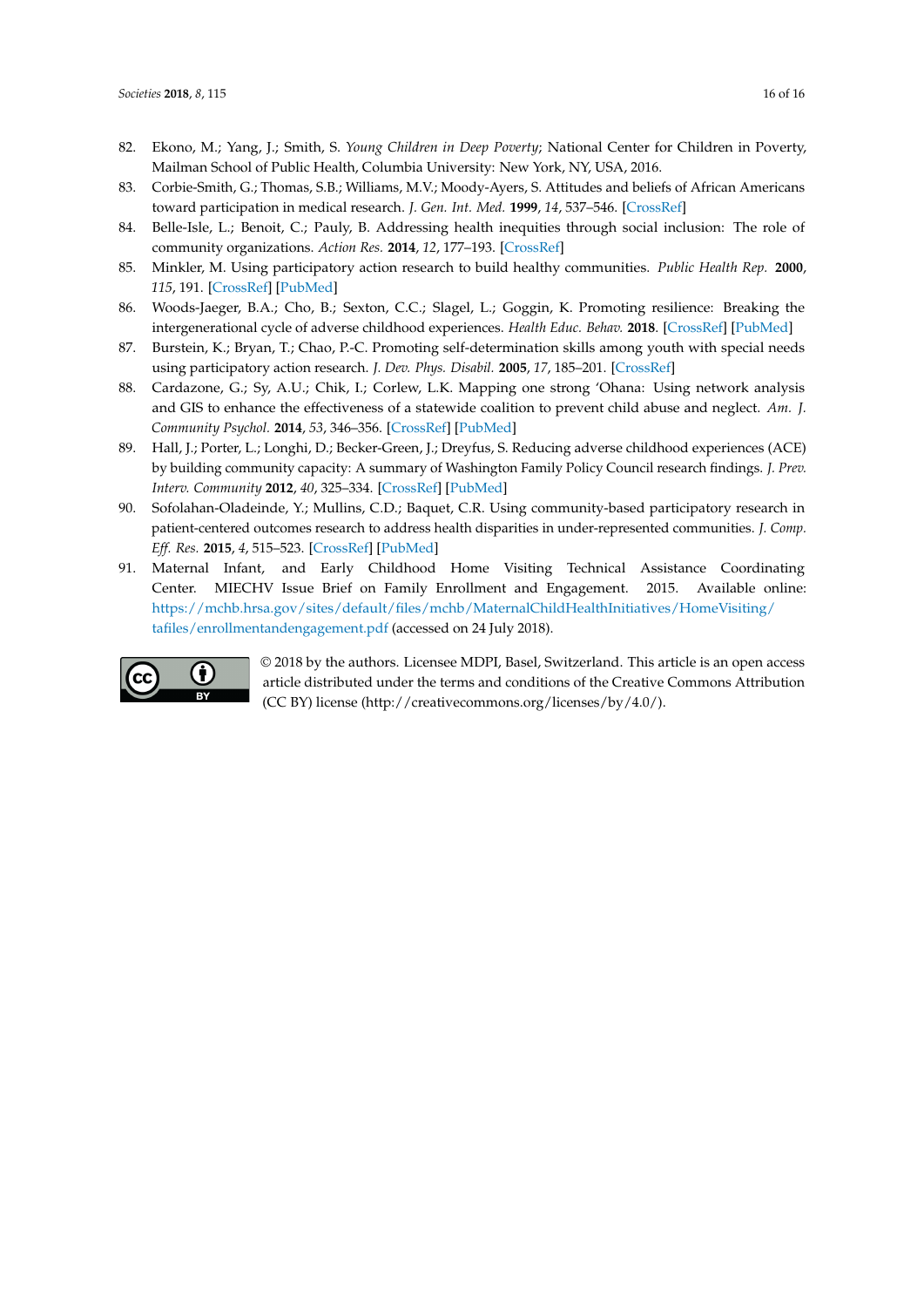82. Ekono, M.; Yang, J.; Smith, S. *Young Children in Deep Poverty*; National Center for Children in Poverty, Mailman School of Public Health, Columbia University: New York, NY, USA, 2016.
83. Corbie-Smith, G.; Thomas, S.B.; Williams, M.V.; Moody-Ayers, S. Attitudes and beliefs of African Americans toward participation in medical research. *J. Gen. Int. Med.* **1999**, *14*, 537–546. [CrossRef]
84. Belle-Isle, L.; Benoit, C.; Pauly, B. Addressing health inequities through social inclusion: The role of community organizations. *Action Res.* **2014**, *12*, 177–193. [CrossRef]
85. Minkler, M. Using participatory action research to build healthy communities. *Public Health Rep.* **2000**, *115*, 191. [CrossRef] [PubMed]
86. Woods-Jaeger, B.A.; Cho, B.; Sexton, C.C.; Slagel, L.; Goggin, K. Promoting resilience: Breaking the intergenerational cycle of adverse childhood experiences. *Health Educ. Behav.* **2018**. [CrossRef] [PubMed]
87. Burstein, K.; Bryan, T.; Chao, P.-C. Promoting self-determination skills among youth with special needs using participatory action research. *J. Dev. Phys. Disabil.* **2005**, *17*, 185–201. [CrossRef]
88. Cardazone, G.; Sy, A.U.; Chik, I.; Corlew, L.K. Mapping one strong 'Ohana: Using network analysis and GIS to enhance the effectiveness of a statewide coalition to prevent child abuse and neglect. *Am. J. Community Psychol.* **2014**, *53*, 346–356. [CrossRef] [PubMed]
89. Hall, J.; Porter, L.; Longhi, D.; Becker-Green, J.; Dreyfus, S. Reducing adverse childhood experiences (ACE) by building community capacity: A summary of Washington Family Policy Council research findings. *J. Prev. Interv. Community* **2012**, *40*, 325–334. [CrossRef] [PubMed]
90. Sofolahan-Oladeinde, Y.; Mullins, C.D.; Baquet, C.R. Using community-based participatory research in patient-centered outcomes research to address health disparities in under-represented communities. *J. Comp. Eff. Res.* **2015**, *4*, 515–523. [CrossRef] [PubMed]
91. Maternal Infant, and Early Childhood Home Visiting Technical Assistance Coordinating Center. MIECHV Issue Brief on Family Enrollment and Engagement. 2015. Available online: https://mchb.hrsa.gov/sites/default/files/mchb/MaternalChildHealthInitiatives/HomeVisiting/tafiles/enrollmentandengagement.pdf (accessed on 24 July 2018).

© 2018 by the authors. Licensee MDPI, Basel, Switzerland. This article is an open access article distributed under the terms and conditions of the Creative Commons Attribution (CC BY) license (http://creativecommons.org/licenses/by/4.0/).